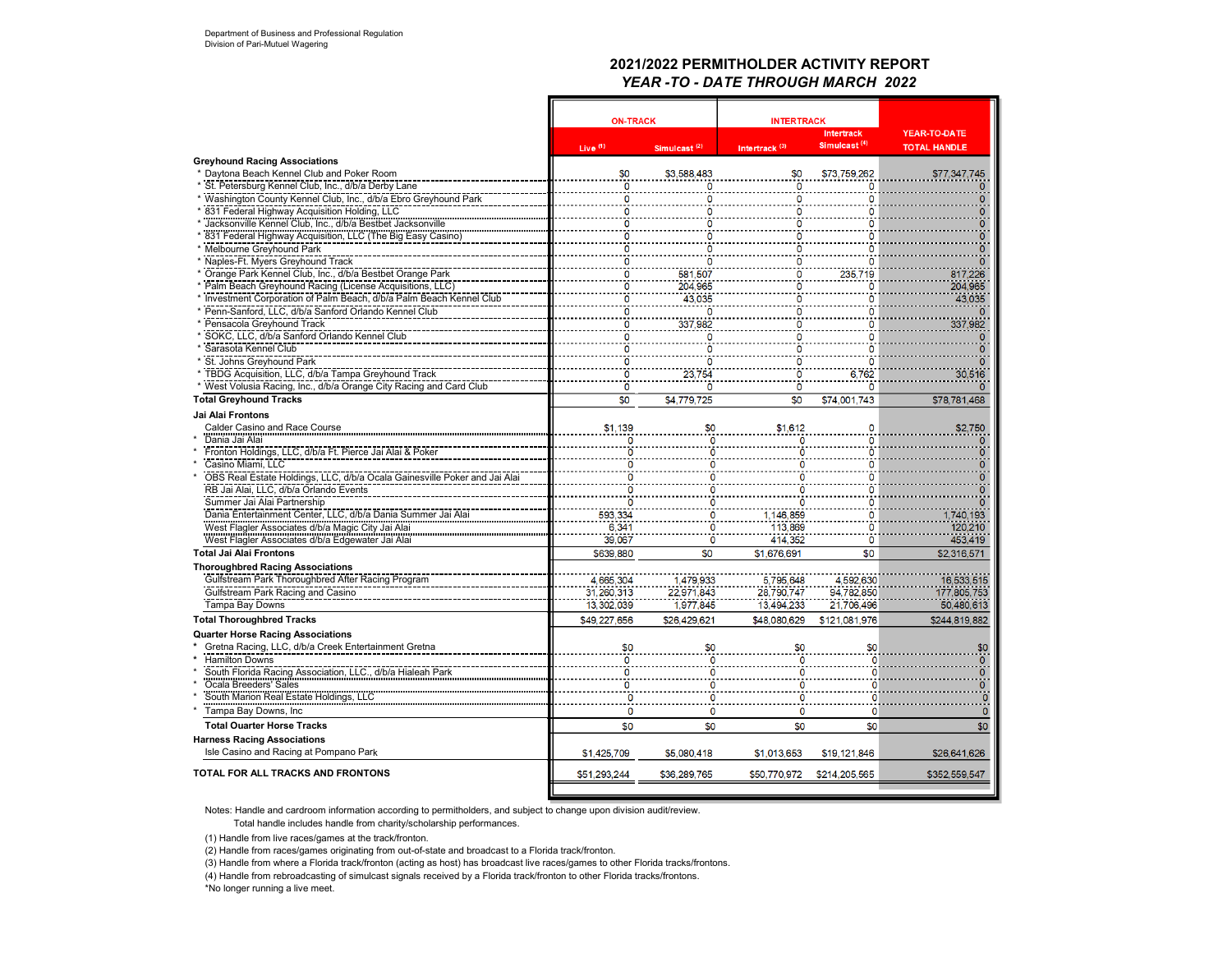Department of Business and Professional Regulation
Division of Pari-Mutuel Wagering

# 2021/2022 PERMITHOLDER ACTIVITY REPORT

## *YEAR -TO - DATE THROUGH MARCH 2022*

| | ON-TRACK | | INTERTRACK | | |
|---|---|---|---|---|---|
| | Live [1] | Simulcast [2] | Intertrack [3] | Intertrack Simulcast [4] | YEAR-TO-DATE TOTAL HANDLE |
| **Greyhound Racing Associations** | | | | | |
| * Daytona Beach Kennel Club and Poker Room | $0 | $3,588,483 | $0 | $73,759,262 | $77,347,745 |
| * St. Petersburg Kennel Club, Inc., d/b/a Derby Lane | 0 | 0 | 0 | 0 | 0 |
| * Washington County Kennel Club, Inc., d/b/a Ebro Greyhound Park | 0 | 0 | 0 | 0 | 0 |
| * 831 Federal Highway Acquisition Holding, LLC | 0 | 0 | 0 | 0 | 0 |
| * Jacksonville Kennel Club, Inc., d/b/a Bestbet Jacksonville | 0 | 0 | 0 | 0 | 0 |
| * 831 Federal Highway Acquisition, LLC (The Big Easy Casino) | 0 | 0 | 0 | 0 | 0 |
| * Melbourne Greyhound Park | 0 | 0 | 0 | 0 | 0 |
| * Naples-Ft. Myers Greyhound Track | 0 | 0 | 0 | 0 | 0 |
| * Orange Park Kennel Club, Inc., d/b/a Bestbet Orange Park | 0 | 581,507 | 0 | 235,719 | 817,226 |
| * Palm Beach Greyhound Racing (License Acquisitions, LLC) | 0 | 204,965 | 0 | 0 | 204,965 |
| * Investment Corporation of Palm Beach, d/b/a Palm Beach Kennel Club | 0 | 43,035 | 0 | 0 | 43,035 |
| * Penn-Sanford, LLC, d/b/a Sanford Orlando Kennel Club | 0 | 0 | 0 | 0 | 0 |
| * Pensacola Greyhound Track | 0 | 337,982 | 0 | 0 | 337,982 |
| * SOKC, LLC, d/b/a Sanford Orlando Kennel Club | 0 | 0 | 0 | 0 | 0 |
| * Sarasota Kennel Club | 0 | 0 | 0 | 0 | 0 |
| * St. Johns Greyhound Park | 0 | 0 | 0 | 0 | 0 |
| * TBDG Acquisition, LLC, d/b/a Tampa Greyhound Track | 0 | 23,754 | 0 | 6,762 | 30,516 |
| * West Volusia Racing, Inc., d/b/a Orange City Racing and Card Club | 0 | 0 | 0 | 0 | 0 |
| **Total Greyhound Tracks** | $0 | $4,779,725 | $0 | $74,001,743 | $78,781,468 |
| **Jai Alai Frontons** | | | | | |
| Calder Casino and Race Course | $1,139 | $0 | $1,612 | 0 | $2,750 |
| * Dania Jai Alai | 0 | 0 | 0 | 0 | 0 |
| * Fronton Holdings, LLC, d/b/a Ft. Pierce Jai Alai & Poker | 0 | 0 | 0 | 0 | 0 |
| * Casino Miami, LLC | 0 | 0 | 0 | 0 | 0 |
| * OBS Real Estate Holdings, LLC, d/b/a Ocala Gainesville Poker and Jai Alai | 0 | 0 | 0 | 0 | 0 |
| RB Jai Alai, LLC, d/b/a Orlando Events | 0 | 0 | 0 | 0 | 0 |
| Summer Jai Alai Partnership | 0 | 0 | 0 | 0 | 0 |
| Dania Entertainment Center, LLC, d/b/a Dania Summer Jai Alai | 593,334 | 0 | 1,146,859 | 0 | 1,740,193 |
| West Flagler Associates d/b/a Magic City Jai Alai | 6,341 | 0 | 113,869 | 0 | 120,210 |
| West Flagler Associates d/b/a Edgewater Jai Alai | 39,067 | 0 | 414,352 | 0 | 453,419 |
| **Total Jai Alai Frontons** | $639,880 | $0 | $1,676,691 | $0 | $2,316,571 |
| **Thoroughbred Racing Associations** | | | | | |
| Gulfstream Park Thoroughbred After Racing Program | 4,665,304 | 1,479,933 | 5,795,648 | 4,592,630 | 16,533,515 |
| Gulfstream Park Racing and Casino | 31,260,313 | 22,971,843 | 28,790,747 | 94,782,850 | 177,805,753 |
| Tampa Bay Downs | 13,302,039 | 1,977,845 | 13,494,233 | 21,706,496 | 50,480,613 |
| **Total Thoroughbred Tracks** | $49,227,656 | $26,429,621 | $48,080,629 | $121,081,976 | $244,819,882 |
| **Quarter Horse Racing Associations** | | | | | |
| * Gretna Racing, LLC, d/b/a Creek Entertainment Gretna | $0 | $0 | $0 | $0 | $0 |
| * Hamilton Downs | 0 | 0 | 0 | 0 | 0 |
| * South Florida Racing Association, LLC., d/b/a Hialeah Park | 0 | 0 | 0 | 0 | 0 |
| * Ocala Breeders' Sales | 0 | 0 | 0 | 0 | 0 |
| * South Marion Real Estate Holdings, LLC | 0 | 0 | 0 | 0 | 0 |
| * Tampa Bay Downs, Inc | 0 | 0 | 0 | 0 | 0 |
| **Total Ouarter Horse Tracks** | $0 | $0 | $0 | $0 | $0 |
| **Harness Racing Associations** | | | | | |
| Isle Casino and Racing at Pompano Park | $1,425,709 | $5,080,418 | $1,013,653 | $19,121,846 | $26,641,626 |
| **TOTAL FOR ALL TRACKS AND FRONTONS** | $51,293,244 | $36,289,765 | $50,770,972 | $214,205,565 | $352,559,547 |

Notes: Handle and cardroom information according to permitholders, and subject to change upon division audit/review.
Total handle includes handle from charity/scholarship performances.

(1) Handle from live races/games at the track/fronton.

(2) Handle from races/games originating from out-of-state and broadcast to a Florida track/fronton.

(3) Handle from where a Florida track/fronton (acting as host) has broadcast live races/games to other Florida tracks/frontons.

(4) Handle from rebroadcasting of simulcast signals received by a Florida track/fronton to other Florida tracks/frontons.

*No longer running a live meet.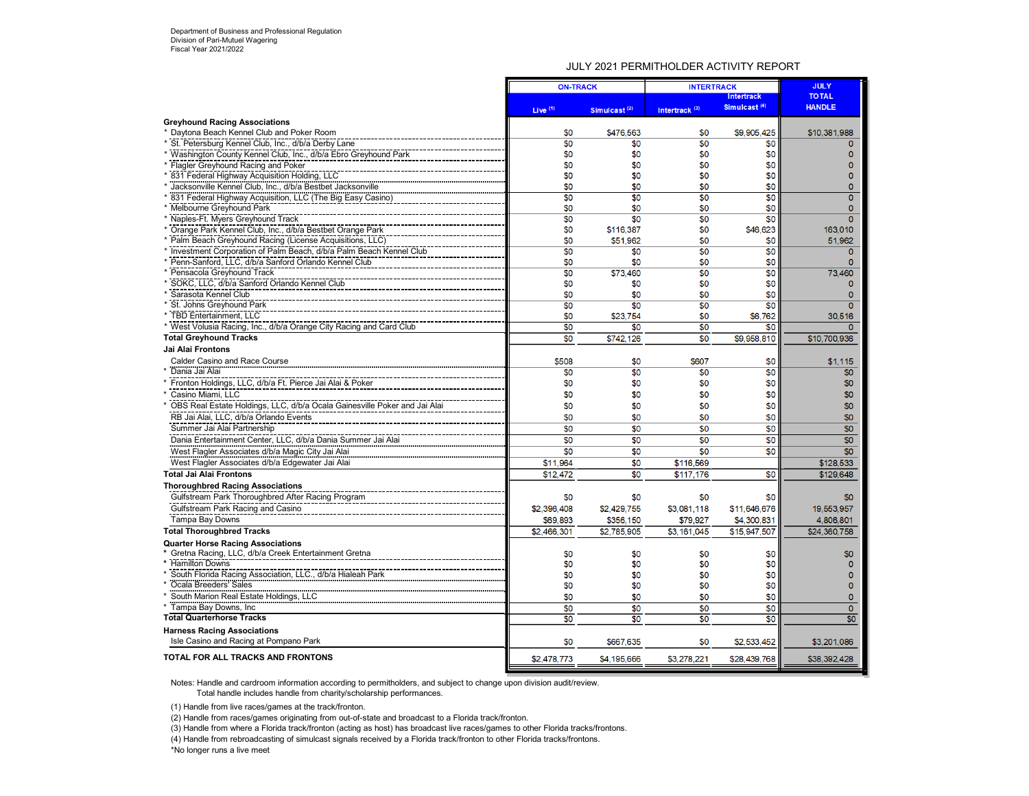Department of Business and Professional Regulation
Division of Pari-Mutuel Wagering
Fiscal Year 2021/2022

## JULY 2021 PERMITHOLDER ACTIVITY REPORT

| | ON-TRACK | | INTERTRACK | | JULY |
|---|---|---|---|---|---|
| | Live (1) | Simulcast (2) | Intertrack (3) | Intertrack Simulcast (4) | TOTAL HANDLE |
| **Greyhound Racing Associations** | | | | | |
| * Daytona Beach Kennel Club and Poker Room | $0 | $476,563 | $0 | $9,905,425 | $10,381,988 |
| * St. Petersburg Kennel Club, Inc., d/b/a Derby Lane | $0 | $0 | $0 | $0 | 0 |
| * Washington County Kennel Club, Inc., d/b/a Ebro Greyhound Park | $0 | $0 | $0 | $0 | 0 |
| * Flagler Greyhound Racing and Poker | $0 | $0 | $0 | $0 | 0 |
| * 831 Federal Highway Acquisition Holding, LLC | $0 | $0 | $0 | $0 | 0 |
| * Jacksonville Kennel Club, Inc., d/b/a Bestbet Jacksonville | $0 | $0 | $0 | $0 | 0 |
| * 831 Federal Highway Acquisition, LLC (The Big Easy Casino) | $0 | $0 | $0 | $0 | 0 |
| * Melbourne Greyhound Park | $0 | $0 | $0 | $0 | 0 |
| * Naples-Ft. Myers Greyhound Track | $0 | $0 | $0 | $0 | 0 |
| * Orange Park Kennel Club, Inc., d/b/a Bestbet Orange Park | $0 | $116,387 | $0 | $46,623 | 163,010 |
| * Palm Beach Greyhound Racing (License Acquisitions, LLC) | $0 | $51,962 | $0 | $0 | 51,962 |
| * Investment Corporation of Palm Beach, d/b/a Palm Beach Kennel Club | $0 | $0 | $0 | $0 | 0 |
| * Penn-Sanford, LLC, d/b/a Sanford Orlando Kennel Club | $0 | $0 | $0 | $0 | 0 |
| * Pensacola Greyhound Track | $0 | $73,460 | $0 | $0 | 73,460 |
| * SOKC, LLC, d/b/a Sanford Orlando Kennel Club | $0 | $0 | $0 | $0 | 0 |
| * Sarasota Kennel Club | $0 | $0 | $0 | $0 | 0 |
| * St. Johns Greyhound Park | $0 | $0 | $0 | $0 | 0 |
| * TBD Entertainment, LLC | $0 | $23,754 | $0 | $6,762 | 30,516 |
| * West Volusia Racing, Inc., d/b/a Orange City Racing and Card Club | $0 | $0 | $0 | $0 | 0 |
| **Total Greyhound Tracks** | $0 | $742,126 | $0 | $9,958,810 | $10,700,936 |
| **Jai Alai Frontons** | | | | | |
| Calder Casino and Race Course | $508 | $0 | $607 | $0 | $1,115 |
| * Dania Jai Alai | $0 | $0 | $0 | $0 | $0 |
| * Fronton Holdings, LLC, d/b/a Ft. Pierce Jai Alai & Poker | $0 | $0 | $0 | $0 | $0 |
| * Casino Miami, LLC | $0 | $0 | $0 | $0 | $0 |
| * OBS Real Estate Holdings, LLC, d/b/a Ocala Gainesville Poker and Jai Alai | $0 | $0 | $0 | $0 | $0 |
| RB Jai Alai, LLC, d/b/a Orlando Events | $0 | $0 | $0 | $0 | $0 |
| Summer Jai Alai Partnership | $0 | $0 | $0 | $0 | $0 |
| Dania Entertainment Center, LLC, d/b/a Dania Summer Jai Alai | $0 | $0 | $0 | $0 | $0 |
| West Flagler Associates d/b/a Magic City Jai Alai | $0 | $0 | $0 | $0 | $0 |
| West Flagler Associates d/b/a Edgewater Jai Alai | $11,964 | $0 | $116,569 | | $128,533 |
| **Total Jai Alai Frontons** | $12,472 | $0 | $117,176 | $0 | $129,648 |
| **Thoroughbred Racing Associations** | | | | | |
| Gulfstream Park Thoroughbred After Racing Program | $0 | $0 | $0 | $0 | $0 |
| Gulfstream Park Racing and Casino | $2,396,408 | $2,429,755 | $3,081,118 | $11,646,676 | 19,553,957 |
| Tampa Bay Downs | $69,893 | $356,150 | $79,927 | $4,300,831 | 4,806,801 |
| **Total Thoroughbred Tracks** | $2,466,301 | $2,785,905 | $3,161,045 | $15,947,507 | $24,360,758 |
| **Quarter Horse Racing Associations** | | | | | |
| * Gretna Racing, LLC, d/b/a Creek Entertainment Gretna | $0 | $0 | $0 | $0 | $0 |
| * Hamilton Downs | $0 | $0 | $0 | $0 | 0 |
| * South Florida Racing Association, LLC., d/b/a Hialeah Park | $0 | $0 | $0 | $0 | 0 |
| * Ocala Breeders' Sales | $0 | $0 | $0 | $0 | 0 |
| * South Marion Real Estate Holdings, LLC | $0 | $0 | $0 | $0 | 0 |
| * Tampa Bay Downs, Inc | $0 | $0 | $0 | $0 | 0 |
| **Total Quarterhorse Tracks** | $0 | $0 | $0 | $0 | $0 |
| **Harness Racing Associations** | | | | | |
| Isle Casino and Racing at Pompano Park | $0 | $667,635 | $0 | $2,533,452 | $3,201,086 |
| **TOTAL FOR ALL TRACKS AND FRONTONS** | $2,478,773 | $4,195,666 | $3,278,221 | $28,439,768 | $38,392,428 |

Notes: Handle and cardroom information according to permitholders, and subject to change upon division audit/review.
Total handle includes handle from charity/scholarship performances.

(1) Handle from live races/games at the track/fronton.

(2) Handle from races/games originating from out-of-state and broadcast to a Florida track/fronton.

(3) Handle from where a Florida track/fronton (acting as host) has broadcast live races/games to other Florida tracks/frontons.

(4) Handle from rebroadcasting of simulcast signals received by a Florida track/fronton to other Florida tracks/frontons.

*No longer runs a live meet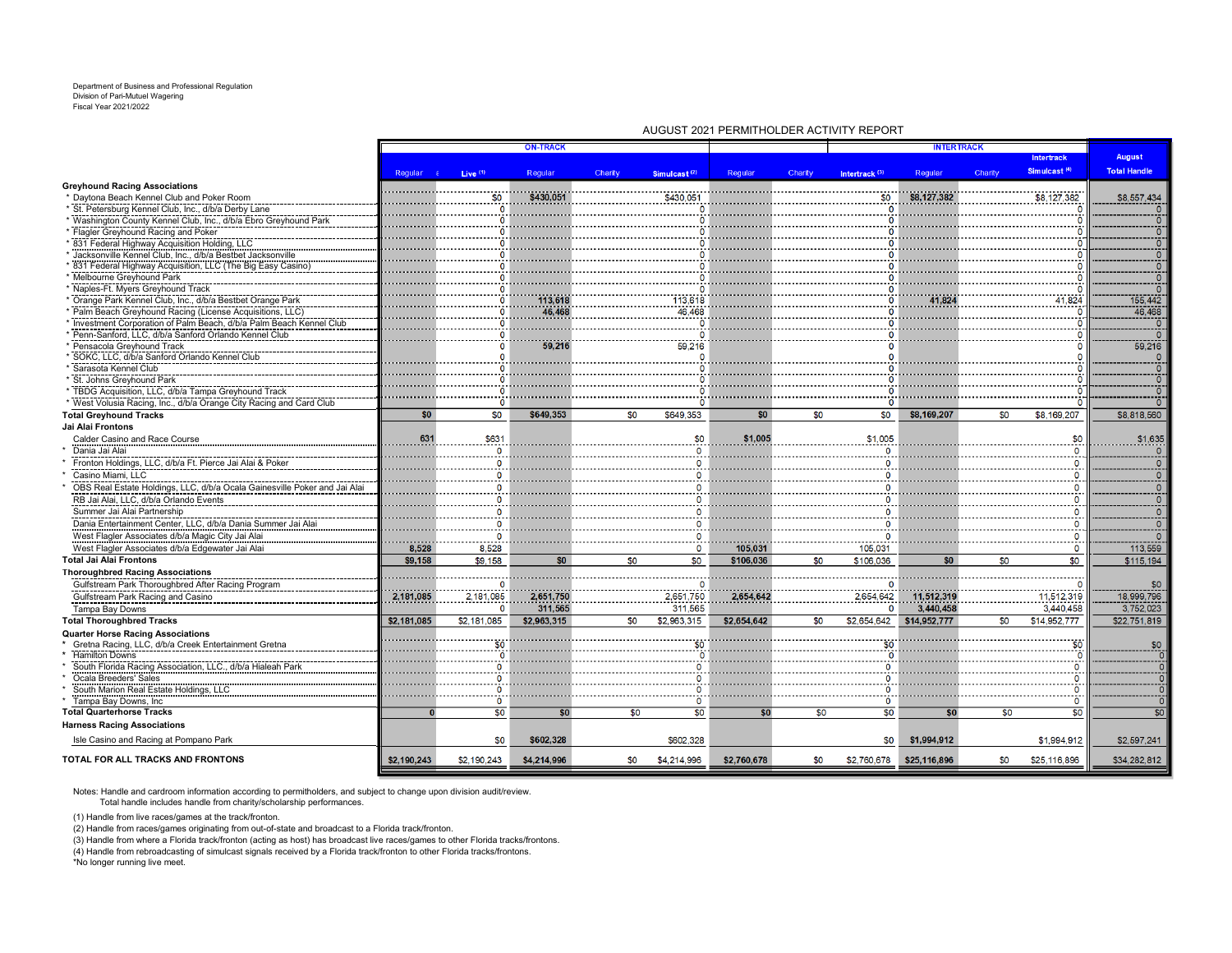Department of Business and Professional Regulation
Division of Pari-Mutuel Wagering
Fiscal Year 2021/2022

## AUGUST 2021 PERMITHOLDER ACTIVITY REPORT

| | ON-TRACK | | | | | INTERTRACK | | | | | | August |
|---|---|---|---|---|---|---|---|---|---|---|---|---|
| | Regular | Live (1) | Regular | Charity | Simulcast (2) | Regular | Charity | Intertrack (3) | Regular | Charity | Intertrack Simulcast (4) | Total Handle |
| **Greyhound Racing Associations** | | | | | | | | | | | | |
| * Daytona Beach Kennel Club and Poker Room | | $0 | $430,051 | | $430,051 | | | $0 | $8,127,382 | | $8,127,382 | $8,557,434 |
| * St. Petersburg Kennel Club, Inc., d/b/a Derby Lane | | 0 | | | 0 | | | 0 | | | 0 | 0 |
| * Washington County Kennel Club, Inc., d/b/a Ebro Greyhound Park | | 0 | | | 0 | | | 0 | | | 0 | 0 |
| * Flagler Greyhound Racing and Poker | | 0 | | | 0 | | | 0 | | | 0 | 0 |
| * 831 Federal Highway Acquisition Holding, LLC | | 0 | | | 0 | | | 0 | | | 0 | 0 |
| * Jacksonville Kennel Club, Inc., d/b/a Bestbet Jacksonville | | 0 | | | 0 | | | 0 | | | 0 | 0 |
| * 831 Federal Highway Acquisition, LLC (The Big Easy Casino) | | 0 | | | 0 | | | 0 | | | 0 | 0 |
| * Melbourne Greyhound Park | | 0 | | | 0 | | | 0 | | | 0 | 0 |
| * Naples-Ft. Myers Greyhound Track | | 0 | | | 0 | | | 0 | | | 0 | 0 |
| * Orange Park Kennel Club, Inc., d/b/a Bestbet Orange Park | | 0 | 113,618 | | 113,618 | | | 0 | 41,824 | | 41,824 | 155,442 |
| * Palm Beach Greyhound Racing (License Acquisitions, LLC) | | 0 | 46,468 | | 46,468 | | | 0 | | | 0 | 46,468 |
| * Investment Corporation of Palm Beach, d/b/a Palm Beach Kennel Club | | 0 | | | 0 | | | 0 | | | 0 | 0 |
| * Penn-Sanford, LLC, d/b/a Sanford Orlando Kennel Club | | 0 | | | 0 | | | 0 | | | 0 | 0 |
| * Pensacola Greyhound Track | | 0 | 59,216 | | 59,216 | | | 0 | | | 0 | 59,216 |
| * SOKC, LLC, d/b/a Sanford Orlando Kennel Club | | 0 | | | 0 | | | 0 | | | 0 | 0 |
| * Sarasota Kennel Club | | 0 | | | 0 | | | 0 | | | 0 | 0 |
| * St. Johns Greyhound Park | | 0 | | | 0 | | | 0 | | | 0 | 0 |
| * TBDG Acquisition, LLC, d/b/a Tampa Greyhound Track | | 0 | | | 0 | | | 0 | | | 0 | 0 |
| * West Volusia Racing, Inc., d/b/a Orange City Racing and Card Club | | 0 | | | 0 | | | 0 | | | 0 | 0 |
| **Total Greyhound Tracks** | $0 | $0 | $649,353 | $0 | $649,353 | $0 | $0 | $0 | $8,169,207 | $0 | $8,169,207 | $8,818,560 |
| **Jai Alai Frontons** | | | | | | | | | | | | |
| Calder Casino and Race Course | 631 | $631 | | | $0 | $1,005 | | $1,005 | | | $0 | $1,635 |
| * Dania Jai Alai | | 0 | | | 0 | | | 0 | | | 0 | 0 |
| * Fronton Holdings, LLC, d/b/a Ft. Pierce Jai Alai & Poker | | 0 | | | 0 | | | 0 | | | 0 | 0 |
| * Casino Miami, LLC | | 0 | | | 0 | | | 0 | | | 0 | 0 |
| * OBS Real Estate Holdings, LLC, d/b/a Ocala Gainesville Poker and Jai Alai | | 0 | | | 0 | | | 0 | | | 0 | 0 |
| RB Jai Alai, LLC, d/b/a Orlando Events | | 0 | | | 0 | | | 0 | | | 0 | 0 |
| Summer Jai Alai Partnership | | 0 | | | 0 | | | 0 | | | 0 | 0 |
| Dania Entertainment Center, LLC, d/b/a Dania Summer Jai Alai | | 0 | | | 0 | | | 0 | | | 0 | 0 |
| West Flagler Associates d/b/a Magic City Jai Alai | | 0 | | | 0 | | | 0 | | | 0 | 0 |
| West Flagler Associates d/b/a Edgewater Jai Alai | 8,528 | 8,528 | | | 0 | 105,031 | | 105,031 | | | 0 | 113,559 |
| **Total Jai Alai Frontons** | $9,158 | $9,158 | $0 | $0 | $0 | $106,036 | $0 | $106,036 | $0 | $0 | $0 | $115,194 |
| **Thoroughbred Racing Associations** | | | | | | | | | | | | |
| Gulfstream Park Thoroughbred After Racing Program | | 0 | | | 0 | | | 0 | | | 0 | $0 |
| Gulfstream Park Racing and Casino | 2,181,085 | 2,181,085 | 2,651,750 | | 2,651,750 | 2,654,642 | | 2,654,642 | 11,512,319 | | 11,512,319 | 18,999,796 |
| Tampa Bay Downs | | 0 | 311,565 | | 311,565 | | | 0 | 3,440,458 | | 3,440,458 | 3,752,023 |
| **Total Thoroughbred Tracks** | $2,181,085 | $2,181,085 | $2,963,315 | $0 | $2,963,315 | $2,654,642 | $0 | $2,654,642 | $14,952,777 | $0 | $14,952,777 | $22,751,819 |
| **Quarter Horse Racing Associations** | | | | | | | | | | | | |
| * Gretna Racing, LLC, d/b/a Creek Entertainment Gretna | | $0 | | | $0 | | | $0 | | | $0 | $0 |
| * Hamilton Downs | | 0 | | | 0 | | | 0 | | | 0 | 0 |
| * South Florida Racing Association, LLC., d/b/a Hialeah Park | | 0 | | | 0 | | | 0 | | | 0 | 0 |
| * Ocala Breeders' Sales | | 0 | | | 0 | | | 0 | | | 0 | 0 |
| * South Marion Real Estate Holdings, LLC | | 0 | | | 0 | | | 0 | | | 0 | 0 |
| * Tampa Bay Downs, Inc | | 0 | | | 0 | | | 0 | | | 0 | 0 |
| **Total Quarterhorse Tracks** | 0 | $0 | $0 | $0 | $0 | $0 | $0 | $0 | $0 | $0 | $0 | $0 |
| **Harness Racing Associations** | | | | | | | | | | | | |
| Isle Casino and Racing at Pompano Park | | $0 | $602,328 | | $602,328 | | | $0 | $1,994,912 | | $1,994,912 | $2,597,241 |
| **TOTAL FOR ALL TRACKS AND FRONTONS** | $2,190,243 | $2,190,243 | $4,214,996 | $0 | $4,214,996 | $2,760,678 | $0 | $2,760,678 | $25,116,896 | $0 | $25,116,896 | $34,282,812 |

Notes: Handle and cardroom information according to permitholders, and subject to change upon division audit/review.
Total handle includes handle from charity/scholarship performances.

(1) Handle from live races/games at the track/fronton.
(2) Handle from races/games originating from out-of-state and broadcast to a Florida track/fronton.
(3) Handle from where a Florida track/fronton (acting as host) has broadcast live races/games to other Florida tracks/frontons.
(4) Handle from rebroadcasting of simulcast signals received by a Florida track/fronton to other Florida tracks/frontons.
*No longer running live meet.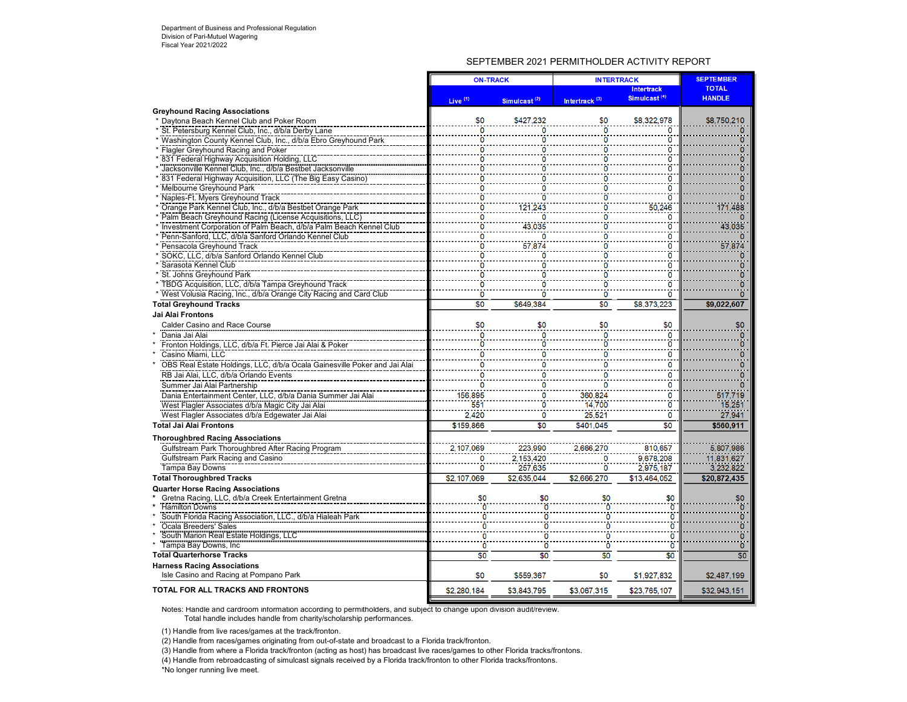Department of Business and Professional Regulation
Division of Pari-Mutuel Wagering
Fiscal Year 2021/2022

## SEPTEMBER 2021 PERMITHOLDER ACTIVITY REPORT

| | ON-TRACK | | INTERTRACK | | SEPTEMBER TOTAL HANDLE |
|---|---|---|---|---|---|
| | Live [1] | Simulcast [2] | Intertrack [3] | Intertrack Simulcast [4] | |
| **Greyhound Racing Associations** | | | | | |
| * Daytona Beach Kennel Club and Poker Room | $0 | $427,232 | $0 | $8,322,978 | $8,750,210 |
| * St. Petersburg Kennel Club, Inc., d/b/a Derby Lane | 0 | 0 | 0 | 0 | 0 |
| * Washington County Kennel Club, Inc., d/b/a Ebro Greyhound Park | 0 | 0 | 0 | 0 | 0 |
| * Flagler Greyhound Racing and Poker | 0 | 0 | 0 | 0 | 0 |
| * 831 Federal Highway Acquisition Holding, LLC | 0 | 0 | 0 | 0 | 0 |
| * Jacksonville Kennel Club, Inc., d/b/a Bestbet Jacksonville | 0 | 0 | 0 | 0 | 0 |
| * 831 Federal Highway Acquisition, LLC (The Big Easy Casino) | 0 | 0 | 0 | 0 | 0 |
| * Melbourne Greyhound Park | 0 | 0 | 0 | 0 | 0 |
| * Naples-Ft. Myers Greyhound Track | 0 | 0 | 0 | 0 | 0 |
| * Orange Park Kennel Club, Inc., d/b/a Bestbet Orange Park | 0 | 121,243 | 0 | 50,246 | 171,488 |
| * Palm Beach Greyhound Racing (License Acquisitions, LLC) | 0 | 0 | 0 | 0 | 0 |
| * Investment Corporation of Palm Beach, d/b/a Palm Beach Kennel Club | 0 | 43,035 | 0 | 0 | 43,035 |
| * Penn-Sanford, LLC, d/b/a Sanford Orlando Kennel Club | 0 | 0 | 0 | 0 | 0 |
| * Pensacola Greyhound Track | 0 | 57,874 | 0 | 0 | 57,874 |
| * SOKC, LLC, d/b/a Sanford Orlando Kennel Club | 0 | 0 | 0 | 0 | 0 |
| * Sarasota Kennel Club | 0 | 0 | 0 | 0 | 0 |
| * St. Johns Greyhound Park | 0 | 0 | 0 | 0 | 0 |
| * TBDG Acquisition, LLC, d/b/a Tampa Greyhound Track | 0 | 0 | 0 | 0 | 0 |
| * West Volusia Racing, Inc., d/b/a Orange City Racing and Card Club | 0 | 0 | 0 | 0 | 0 |
| **Total Greyhound Tracks** | $0 | $649,384 | $0 | $8,373,223 | **$9,022,607** |
| **Jai Alai Frontons** | | | | | |
| Calder Casino and Race Course | $0 | $0 | $0 | $0 | $0 |
| * Dania Jai Alai | 0 | 0 | 0 | 0 | 0 |
| * Fronton Holdings, LLC, d/b/a Ft. Pierce Jai Alai & Poker | 0 | 0 | 0 | 0 | 0 |
| * Casino Miami, LLC | 0 | 0 | 0 | 0 | 0 |
| * OBS Real Estate Holdings, LLC, d/b/a Ocala Gainesville Poker and Jai Alai | 0 | 0 | 0 | 0 | 0 |
| RB Jai Alai, LLC, d/b/a Orlando Events | 0 | 0 | 0 | 0 | 0 |
| Summer Jai Alai Partnership | 0 | 0 | 0 | 0 | 0 |
| Dania Entertainment Center, LLC, d/b/a Dania Summer Jai Alai | 156,895 | 0 | 360,824 | 0 | 517,719 |
| West Flagler Associates d/b/a Magic City Jai Alai | 551 | 0 | 14,700 | 0 | 15,251 |
| West Flagler Associates d/b/a Edgewater Jai Alai | 2,420 | 0 | 25,521 | 0 | 27,941 |
| **Total Jai Alai Frontons** | $159,866 | $0 | $401,045 | $0 | **$560,911** |
| **Thoroughbred Racing Associations** | | | | | |
| Gulfstream Park Thoroughbred After Racing Program | 2,107,069 | 223,990 | 2,666,270 | 810,657 | 5,807,986 |
| Gulfstream Park Racing and Casino | 0 | 2,153,420 | 0 | 9,678,208 | 11,831,627 |
| Tampa Bay Downs | 0 | 257,635 | 0 | 2,975,187 | 3,232,822 |
| **Total Thoroughbred Tracks** | $2,107,069 | $2,635,044 | $2,666,270 | $13,464,052 | **$20,872,435** |
| **Quarter Horse Racing Associations** | | | | | |
| * Gretna Racing, LLC, d/b/a Creek Entertainment Gretna | $0 | $0 | $0 | $0 | $0 |
| * Hamilton Downs | 0 | 0 | 0 | 0 | 0 |
| * South Florida Racing Association, LLC., d/b/a Hialeah Park | 0 | 0 | 0 | 0 | 0 |
| * Ocala Breeders' Sales | 0 | 0 | 0 | 0 | 0 |
| * South Marion Real Estate Holdings, LLC | 0 | 0 | 0 | 0 | 0 |
| * Tampa Bay Downs, Inc | 0 | 0 | 0 | 0 | 0 |
| **Total Quarterhorse Tracks** | $0 | $0 | $0 | $0 | $0 |
| **Harness Racing Associations** | | | | | |
| Isle Casino and Racing at Pompano Park | $0 | $559,367 | $0 | $1,927,832 | $2,487,199 |
| **TOTAL FOR ALL TRACKS AND FRONTONS** | $2,280,184 | $3,843,795 | $3,067,315 | $23,765,107 | $32,943,151 |

Notes: Handle and cardroom information according to permitholders, and subject to change upon division audit/review.
Total handle includes handle from charity/scholarship performances.

(1) Handle from live races/games at the track/fronton.
(2) Handle from races/games originating from out-of-state and broadcast to a Florida track/fronton.
(3) Handle from where a Florida track/fronton (acting as host) has broadcast live races/games to other Florida tracks/frontons.
(4) Handle from rebroadcasting of simulcast signals received by a Florida track/fronton to other Florida tracks/frontons.
*No longer running live meet.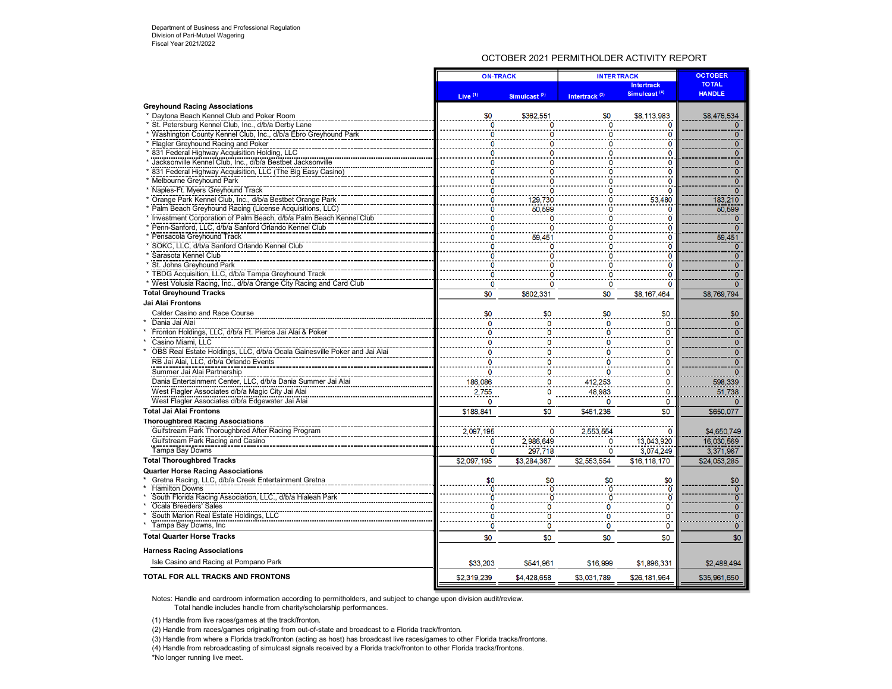Department of Business and Professional Regulation
Division of Pari-Mutuel Wagering
Fiscal Year 2021/2022

## OCTOBER 2021 PERMITHOLDER ACTIVITY REPORT

| | ON-TRACK | | INTERTRACK | | OCTOBER TOTAL HANDLE |
|---|---|---|---|---|---|
| | Live (1) | Simulcast (2) | Intertrack (3) | Intertrack Simulcast (4) | |
| **Greyhound Racing Associations** | | | | | |
| * Daytona Beach Kennel Club and Poker Room | $0 | $362,551 | $0 | $8,113,983 | $8,476,534 |
| * St. Petersburg Kennel Club, Inc., d/b/a Derby Lane | 0 | 0 | 0 | 0 | 0 |
| * Washington County Kennel Club, Inc., d/b/a Ebro Greyhound Park | 0 | 0 | 0 | 0 | 0 |
| * Flagler Greyhound Racing and Poker | 0 | 0 | 0 | 0 | 0 |
| * 831 Federal Highway Acquisition Holding, LLC | 0 | 0 | 0 | 0 | 0 |
| * Jacksonville Kennel Club, Inc., d/b/a Bestbet Jacksonville | 0 | 0 | 0 | 0 | 0 |
| * 831 Federal Highway Acquisition, LLC (The Big Easy Casino) | 0 | 0 | 0 | 0 | 0 |
| * Melbourne Greyhound Park | 0 | 0 | 0 | 0 | 0 |
| * Naples-Ft. Myers Greyhound Track | 0 | 0 | 0 | 0 | 0 |
| * Orange Park Kennel Club, Inc., d/b/a Bestbet Orange Park | 0 | 129,730 | 0 | 53,480 | 183,210 |
| * Palm Beach Greyhound Racing (License Acquisitions, LLC) | 0 | 50,599 | 0 | 0 | 50,599 |
| * Investment Corporation of Palm Beach, d/b/a Palm Beach Kennel Club | 0 | 0 | 0 | 0 | 0 |
| * Penn-Sanford, LLC, d/b/a Sanford Orlando Kennel Club | 0 | 0 | 0 | 0 | 0 |
| * Pensacola Greyhound Track | 0 | 59,451 | 0 | 0 | 59,451 |
| * SOKC, LLC, d/b/a Sanford Orlando Kennel Club | 0 | 0 | 0 | 0 | 0 |
| * Sarasota Kennel Club | 0 | 0 | 0 | 0 | 0 |
| * St. Johns Greyhound Park | 0 | 0 | 0 | 0 | 0 |
| * TBDG Acquisition, LLC, d/b/a Tampa Greyhound Track | 0 | 0 | 0 | 0 | 0 |
| * West Volusia Racing, Inc., d/b/a Orange City Racing and Card Club | 0 | 0 | 0 | 0 | 0 |
| **Total Greyhound Tracks** | $0 | $602,331 | $0 | $8,167,464 | $8,769,794 |
| **Jai Alai Frontons** | | | | | |
| Calder Casino and Race Course | $0 | $0 | $0 | $0 | $0 |
| * Dania Jai Alai | 0 | 0 | 0 | 0 | 0 |
| * Fronton Holdings, LLC, d/b/a Ft. Pierce Jai Alai & Poker | 0 | 0 | 0 | 0 | 0 |
| * Casino Miami, LLC | 0 | 0 | 0 | 0 | 0 |
| * OBS Real Estate Holdings, LLC, d/b/a Ocala Gainesville Poker and Jai Alai | 0 | 0 | 0 | 0 | 0 |
| RB Jai Alai, LLC, d/b/a Orlando Events | 0 | 0 | 0 | 0 | 0 |
| Summer Jai Alai Partnership | 0 | 0 | 0 | 0 | 0 |
| Dania Entertainment Center, LLC, d/b/a Dania Summer Jai Alai | 186,086 | 0 | 412,253 | 0 | 598,339 |
| West Flagler Associates d/b/a Magic City Jai Alai | 2,755 | 0 | 48,983 | 0 | 51,738 |
| West Flagler Associates d/b/a Edgewater Jai Alai | 0 | 0 | 0 | 0 | 0 |
| **Total Jai Alai Frontons** | $188,841 | $0 | $461,236 | $0 | $650,077 |
| **Thoroughbred Racing Associations** | | | | | |
| Gulfstream Park Thoroughbred After Racing Program | 2,097,195 | 0 | 2,553,554 | 0 | $4,650,749 |
| Gulfstream Park Racing and Casino | 0 | 2,986,649 | 0 | 13,043,920 | 16,030,569 |
| Tampa Bay Downs | 0 | 297,718 | 0 | 3,074,249 | 3,371,967 |
| **Total Thoroughbred Tracks** | $2,097,195 | $3,284,367 | $2,553,554 | $16,118,170 | $24,053,285 |
| **Quarter Horse Racing Associations** | | | | | |
| * Gretna Racing, LLC, d/b/a Creek Entertainment Gretna | $0 | $0 | $0 | $0 | $0 |
| * Hamilton Downs | 0 | 0 | 0 | 0 | 0 |
| * South Florida Racing Association, LLC., d/b/a Hialeah Park | 0 | 0 | 0 | 0 | 0 |
| * Ocala Breeders' Sales | 0 | 0 | 0 | 0 | 0 |
| * South Marion Real Estate Holdings, LLC | 0 | 0 | 0 | 0 | 0 |
| * Tampa Bay Downs, Inc | 0 | 0 | 0 | 0 | 0 |
| **Total Quarter Horse Tracks** | $0 | $0 | $0 | $0 | $0 |
| **Harness Racing Associations** | | | | | |
| Isle Casino and Racing at Pompano Park | $33,203 | $541,961 | $16,999 | $1,896,331 | $2,488,494 |
| **TOTAL FOR ALL TRACKS AND FRONTONS** | $2,319,239 | $4,428,658 | $3,031,789 | $26,181,964 | $35,961,650 |

Notes: Handle and cardroom information according to permitholders, and subject to change upon division audit/review.
Total handle includes handle from charity/scholarship performances.

(1) Handle from live races/games at the track/fronton.
(2) Handle from races/games originating from out-of-state and broadcast to a Florida track/fronton.
(3) Handle from where a Florida track/fronton (acting as host) has broadcast live races/games to other Florida tracks/frontons.
(4) Handle from rebroadcasting of simulcast signals received by a Florida track/fronton to other Florida tracks/frontons.
*No longer running live meet.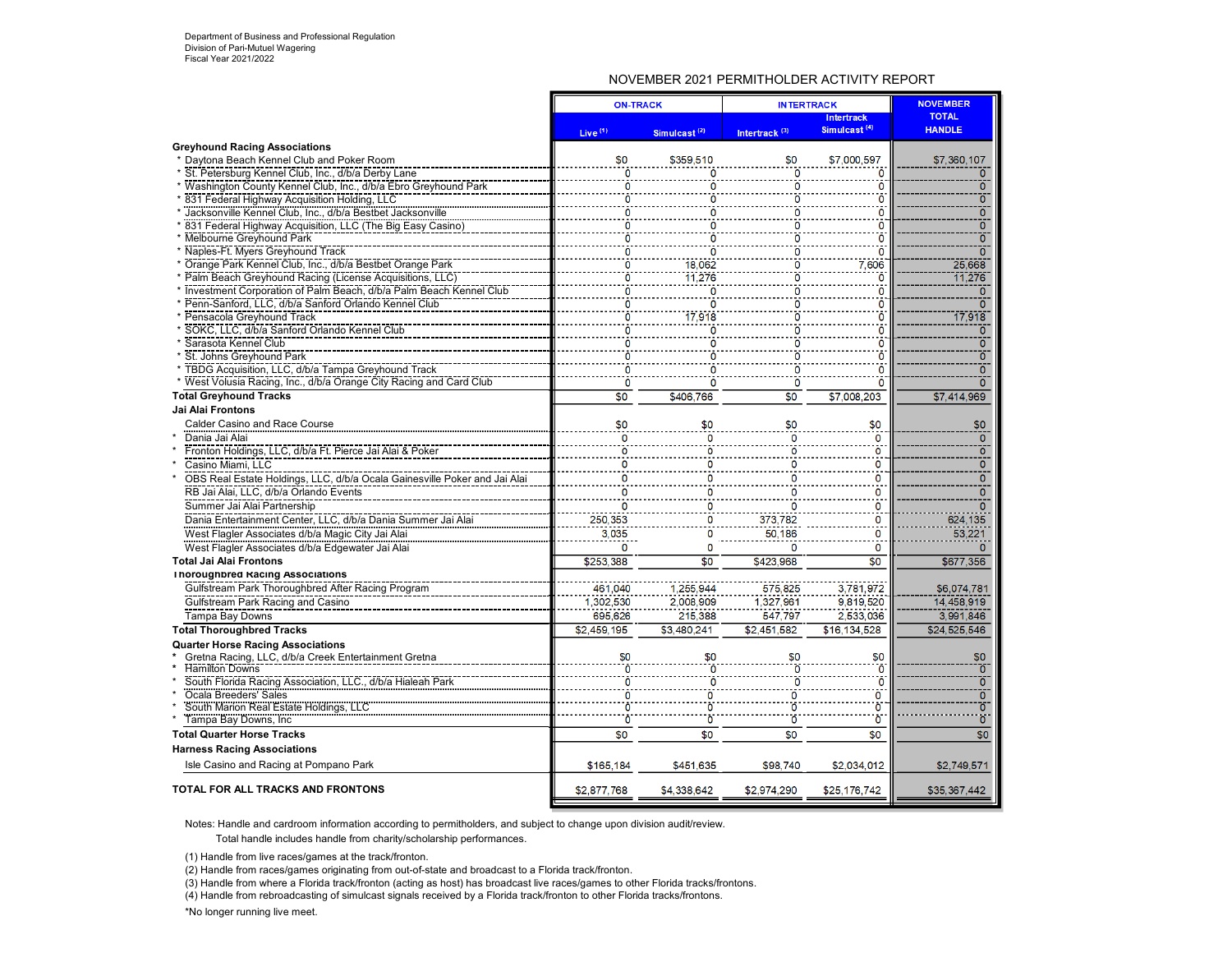Department of Business and Professional Regulation
Division of Pari-Mutuel Wagering
Fiscal Year 2021/2022

## NOVEMBER 2021 PERMITHOLDER ACTIVITY REPORT

| | ON-TRACK | | INTERTRACK | | NOVEMBER TOTAL HANDLE |
|---|---|---|---|---|---|
| | Live (1) | Simulcast (2) | Intertrack (3) | Intertrack Simulcast (4) | |
| **Greyhound Racing Associations** | | | | | |
| * Daytona Beach Kennel Club and Poker Room | $0 | $359,510 | $0 | $7,000,597 | $7,360,107 |
| * St. Petersburg Kennel Club, Inc., d/b/a Derby Lane | 0 | 0 | 0 | 0 | 0 |
| * Washington County Kennel Club, Inc., d/b/a Ebro Greyhound Park | 0 | 0 | 0 | 0 | 0 |
| * 831 Federal Highway Acquisition Holding, LLC | 0 | 0 | 0 | 0 | 0 |
| * Jacksonville Kennel Club, Inc., d/b/a Bestbet Jacksonville | 0 | 0 | 0 | 0 | 0 |
| * 831 Federal Highway Acquisition, LLC (The Big Easy Casino) | 0 | 0 | 0 | 0 | 0 |
| * Melbourne Greyhound Park | 0 | 0 | 0 | 0 | 0 |
| * Naples-Ft. Myers Greyhound Track | 0 | 0 | 0 | 0 | 0 |
| * Orange Park Kennel Club, Inc., d/b/a Bestbet Orange Park | 0 | 18,062 | 0 | 7,606 | 25,668 |
| * Palm Beach Greyhound Racing (License Acquisitions, LLC) | 0 | 11,276 | 0 | 0 | 11,276 |
| * Investment Corporation of Palm Beach, d/b/a Palm Beach Kennel Club | 0 | 0 | 0 | 0 | 0 |
| * Penn-Sanford, LLC, d/b/a Sanford Orlando Kennel Club | 0 | 0 | 0 | 0 | 0 |
| * Pensacola Greyhound Track | 0 | 17,918 | 0 | 0 | 17,918 |
| * SOKC, LLC, d/b/a Sanford Orlando Kennel Club | 0 | 0 | 0 | 0 | 0 |
| * Sarasota Kennel Club | 0 | 0 | 0 | 0 | 0 |
| * St. Johns Greyhound Park | 0 | 0 | 0 | 0 | 0 |
| * TBDG Acquisition, LLC, d/b/a Tampa Greyhound Track | 0 | 0 | 0 | 0 | 0 |
| * West Volusia Racing, Inc., d/b/a Orange City Racing and Card Club | 0 | 0 | 0 | 0 | 0 |
| **Total Greyhound Tracks** | $0 | $406,766 | $0 | $7,008,203 | $7,414,969 |
| **Jai Alai Frontons** | | | | | |
| Calder Casino and Race Course | $0 | $0 | $0 | $0 | $0 |
| * Dania Jai Alai | 0 | 0 | 0 | 0 | 0 |
| * Fronton Holdings, LLC, d/b/a Ft. Pierce Jai Alai & Poker | 0 | 0 | 0 | 0 | 0 |
| * Casino Miami, LLC | 0 | 0 | 0 | 0 | 0 |
| * OBS Real Estate Holdings, LLC, d/b/a Ocala Gainesville Poker and Jai Alai | 0 | 0 | 0 | 0 | 0 |
| RB Jai Alai, LLC, d/b/a Orlando Events | 0 | 0 | 0 | 0 | 0 |
| Summer Jai Alai Partnership | 0 | 0 | 0 | 0 | 0 |
| Dania Entertainment Center, LLC, d/b/a Dania Summer Jai Alai | 250,353 | 0 | 373,782 | 0 | 624,135 |
| West Flagler Associates d/b/a Magic City Jai Alai | 3,035 | 0 | 50,186 | 0 | 53,221 |
| West Flagler Associates d/b/a Edgewater Jai Alai | 0 | 0 | 0 | 0 | 0 |
| **Total Jai Alai Frontons** | $253,388 | $0 | $423,968 | $0 | $677,356 |
| **Thoroughbred Racing Associations** | | | | | |
| Gulfstream Park Thoroughbred After Racing Program | 461,040 | 1,255,944 | 575,825 | 3,781,972 | $6,074,781 |
| Gulfstream Park Racing and Casino | 1,302,530 | 2,008,909 | 1,327,961 | 9,819,520 | 14,458,919 |
| Tampa Bay Downs | 695,626 | 215,388 | 547,797 | 2,533,036 | 3,991,846 |
| **Total Thoroughbred Tracks** | $2,459,195 | $3,480,241 | $2,451,582 | $16,134,528 | $24,525,546 |
| **Quarter Horse Racing Associations** | | | | | |
| * Gretna Racing, LLC, d/b/a Creek Entertainment Gretna | $0 | $0 | $0 | $0 | $0 |
| * Hamilton Downs | 0 | 0 | 0 | 0 | 0 |
| * South Florida Racing Association, LLC., d/b/a Hialeah Park | 0 | 0 | 0 | 0 | 0 |
| * Ocala Breeders' Sales | 0 | 0 | 0 | 0 | 0 |
| * South Marion Real Estate Holdings, LLC | 0 | 0 | 0 | 0 | 0 |
| * Tampa Bay Downs, Inc | 0 | 0 | 0 | 0 | 0 |
| **Total Quarter Horse Tracks** | $0 | $0 | $0 | $0 | $0 |
| **Harness Racing Associations** | | | | | |
| Isle Casino and Racing at Pompano Park | $165,184 | $451,635 | $98,740 | $2,034,012 | $2,749,571 |
| **TOTAL FOR ALL TRACKS AND FRONTONS** | $2,877,768 | $4,338,642 | $2,974,290 | $25,176,742 | $35,367,442 |

Notes: Handle and cardroom information according to permitholders, and subject to change upon division audit/review.
Total handle includes handle from charity/scholarship performances.

(1) Handle from live races/games at the track/fronton.
(2) Handle from races/games originating from out-of-state and broadcast to a Florida track/fronton.
(3) Handle from where a Florida track/fronton (acting as host) has broadcast live races/games to other Florida tracks/frontons.
(4) Handle from rebroadcasting of simulcast signals received by a Florida track/fronton to other Florida tracks/frontons.

*No longer running live meet.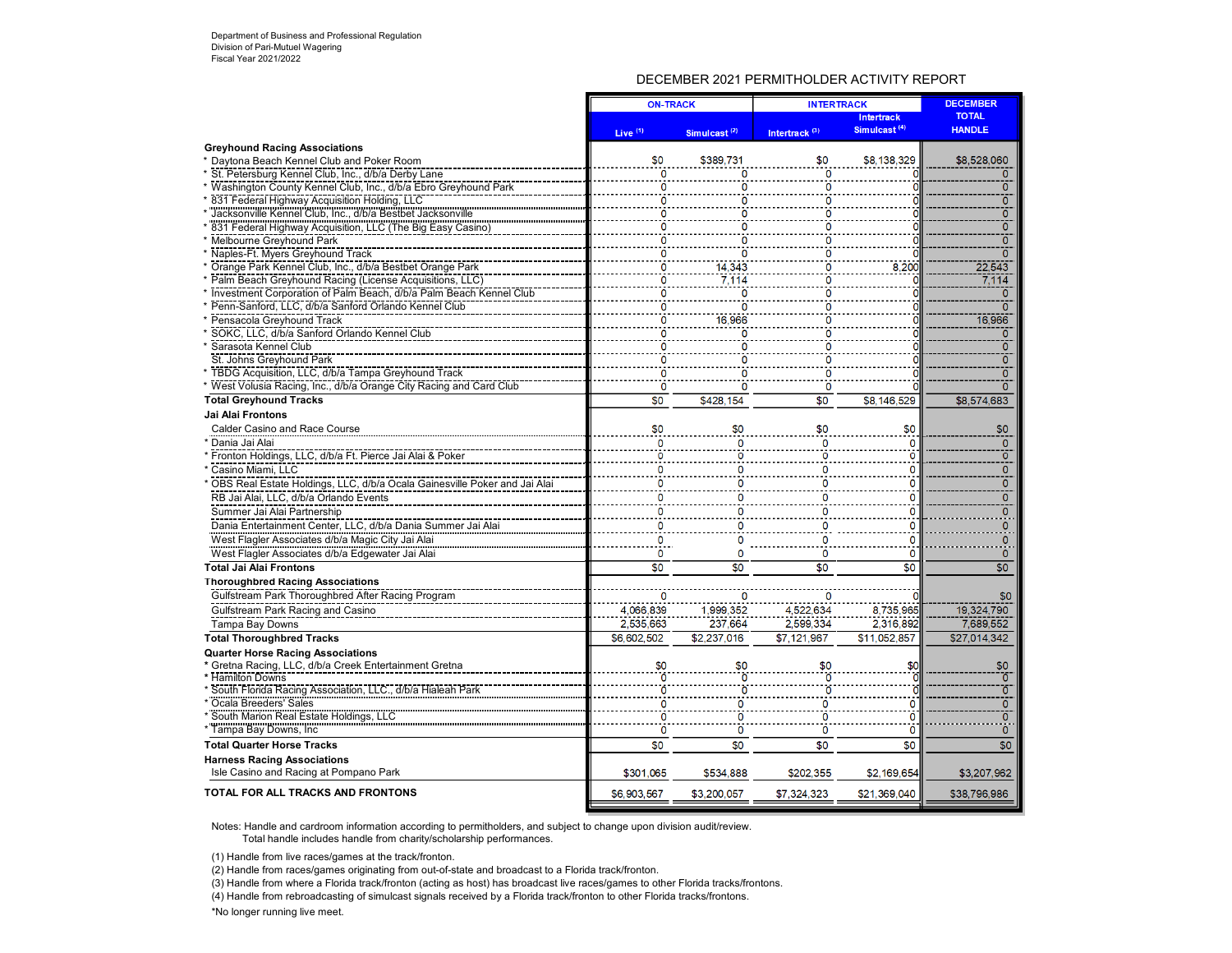Department of Business and Professional Regulation
Division of Pari-Mutuel Wagering
Fiscal Year 2021/2022

## DECEMBER 2021 PERMITHOLDER ACTIVITY REPORT

| | ON-TRACK | | INTERTRACK | | DECEMBER TOTAL HANDLE |
|---|---|---|---|---|---|
| | Live (1) | Simulcast (2) | Intertrack (3) | Intertrack Simulcast (4) | |
| **Greyhound Racing Associations** | | | | | |
| * Daytona Beach Kennel Club and Poker Room | $0 | $389,731 | $0 | $8,138,329 | $8,528,060 |
| * St. Petersburg Kennel Club, Inc., d/b/a Derby Lane | 0 | 0 | 0 | 0 | 0 |
| * Washington County Kennel Club, Inc., d/b/a Ebro Greyhound Park | 0 | 0 | 0 | 0 | 0 |
| * 831 Federal Highway Acquisition Holding, LLC | 0 | 0 | 0 | 0 | 0 |
| * Jacksonville Kennel Club, Inc., d/b/a Bestbet Jacksonville | 0 | 0 | 0 | 0 | 0 |
| * 831 Federal Highway Acquisition, LLC (The Big Easy Casino) | 0 | 0 | 0 | 0 | 0 |
| * Melbourne Greyhound Park | 0 | 0 | 0 | 0 | 0 |
| * Naples-Ft. Myers Greyhound Track | 0 | 0 | 0 | 0 | 0 |
| * Orange Park Kennel Club, Inc., d/b/a Bestbet Orange Park | 0 | 14,343 | 0 | 8,200 | 22,543 |
| * Palm Beach Greyhound Racing (License Acquisitions, LLC) | 0 | 7,114 | 0 | 0 | 7,114 |
| * Investment Corporation of Palm Beach, d/b/a Palm Beach Kennel Club | 0 | 0 | 0 | 0 | 0 |
| * Penn-Sanford, LLC, d/b/a Sanford Orlando Kennel Club | 0 | 0 | 0 | 0 | 0 |
| * Pensacola Greyhound Track | 0 | 16,966 | 0 | 0 | 16,966 |
| * SOKC, LLC, d/b/a Sanford Orlando Kennel Club | 0 | 0 | 0 | 0 | 0 |
| * Sarasota Kennel Club | 0 | 0 | 0 | 0 | 0 |
| St. Johns Greyhound Park | 0 | 0 | 0 | 0 | 0 |
| * TBDG Acquisition, LLC, d/b/a Tampa Greyhound Track | 0 | 0 | 0 | 0 | 0 |
| * West Volusia Racing, Inc., d/b/a Orange City Racing and Card Club | 0 | 0 | 0 | 0 | 0 |
| **Total Greyhound Tracks** | $0 | $428,154 | $0 | $8,146,529 | $8,574,683 |
| **Jai Alai Frontons** | | | | | |
| Calder Casino and Race Course | $0 | $0 | $0 | $0 | $0 |
| * Dania Jai Alai | 0 | 0 | 0 | 0 | 0 |
| * Fronton Holdings, LLC, d/b/a Ft. Pierce Jai Alai & Poker | 0 | 0 | 0 | 0 | 0 |
| * Casino Miami, LLC | 0 | 0 | 0 | 0 | 0 |
| * OBS Real Estate Holdings, LLC, d/b/a Ocala Gainesville Poker and Jai Alai | 0 | 0 | 0 | 0 | 0 |
| RB Jai Alai, LLC, d/b/a Orlando Events | 0 | 0 | 0 | 0 | 0 |
| Summer Jai Alai Partnership | 0 | 0 | 0 | 0 | 0 |
| Dania Entertainment Center, LLC, d/b/a Dania Summer Jai Alai | 0 | 0 | 0 | 0 | 0 |
| West Flagler Associates d/b/a Magic City Jai Alai | 0 | 0 | 0 | 0 | 0 |
| West Flagler Associates d/b/a Edgewater Jai Alai | 0 | 0 | 0 | 0 | 0 |
| **Total Jai Alai Frontons** | $0 | $0 | $0 | $0 | $0 |
| **Thoroughbred Racing Associations** | | | | | |
| Gulfstream Park Thoroughbred After Racing Program | 0 | 0 | 0 | 0 | $0 |
| Gulfstream Park Racing and Casino | 4,066,839 | 1,999,352 | 4,522,634 | 8,735,965 | 19,324,790 |
| Tampa Bay Downs | 2,535,663 | 237,664 | 2,599,334 | 2,316,892 | 7,689,552 |
| **Total Thoroughbred Tracks** | $6,602,502 | $2,237,016 | $7,121,967 | $11,052,857 | $27,014,342 |
| **Quarter Horse Racing Associations** | | | | | |
| * Gretna Racing, LLC, d/b/a Creek Entertainment Gretna | $0 | $0 | $0 | $0 | $0 |
| * Hamilton Downs | 0 | 0 | 0 | 0 | 0 |
| * South Florida Racing Association, LLC., d/b/a Hialeah Park | 0 | 0 | 0 | 0 | 0 |
| * Ocala Breeders' Sales | 0 | 0 | 0 | 0 | 0 |
| * South Marion Real Estate Holdings, LLC | 0 | 0 | 0 | 0 | 0 |
| * Tampa Bay Downs, Inc | 0 | 0 | 0 | 0 | 0 |
| **Total Quarter Horse Tracks** | $0 | $0 | $0 | $0 | $0 |
| **Harness Racing Associations** | | | | | |
| Isle Casino and Racing at Pompano Park | $301,065 | $534,888 | $202,355 | $2,169,654 | $3,207,962 |
| **TOTAL FOR ALL TRACKS AND FRONTONS** | $6,903,567 | $3,200,057 | $7,324,323 | $21,369,040 | $38,796,986 |

Notes: Handle and cardroom information according to permitholders, and subject to change upon division audit/review.
Total handle includes handle from charity/scholarship performances.

(1) Handle from live races/games at the track/fronton.
(2) Handle from races/games originating from out-of-state and broadcast to a Florida track/fronton.
(3) Handle from where a Florida track/fronton (acting as host) has broadcast live races/games to other Florida tracks/frontons.
(4) Handle from rebroadcasting of simulcast signals received by a Florida track/fronton to other Florida tracks/frontons.

*No longer running live meet.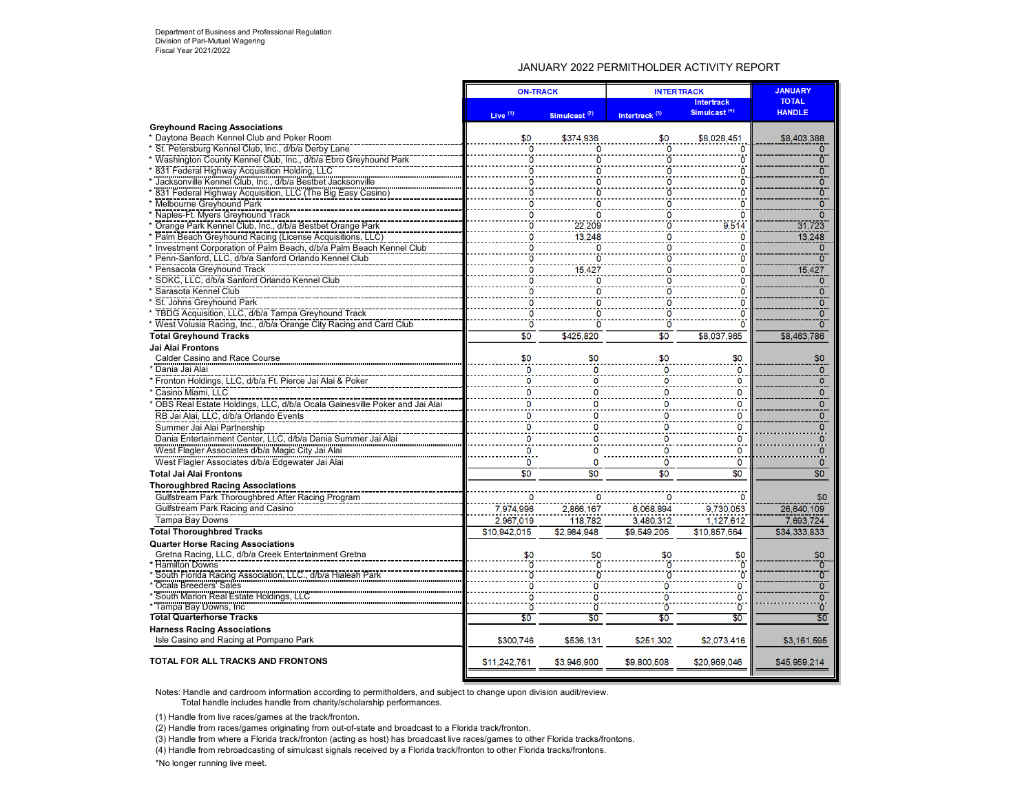Department of Business and Professional Regulation
Division of Pari-Mutuel Wagering
Fiscal Year 2021/2022

# JANUARY 2022 PERMITHOLDER ACTIVITY REPORT

| | ON-TRACK | | INTERTRACK | | JANUARY TOTAL HANDLE |
|---|---|---|---|---|---|
| | Live [1] | Simulcast [2] | Intertrack [3] | Intertrack Simulcast [4] | |
| **Greyhound Racing Associations** | | | | | |
| * Daytona Beach Kennel Club and Poker Room | $0 | $374,936 | $0 | $8,028,451 | $8,403,388 |
| * St. Petersburg Kennel Club, Inc., d/b/a Derby Lane | 0 | 0 | 0 | 0 | 0 |
| * Washington County Kennel Club, Inc., d/b/a Ebro Greyhound Park | 0 | 0 | 0 | 0 | 0 |
| * 831 Federal Highway Acquisition Holding, LLC | 0 | 0 | 0 | 0 | 0 |
| * Jacksonville Kennel Club, Inc., d/b/a Bestbet Jacksonville | 0 | 0 | 0 | 0 | 0 |
| * 831 Federal Highway Acquisition, LLC (The Big Easy Casino) | 0 | 0 | 0 | 0 | 0 |
| * Melbourne Greyhound Park | 0 | 0 | 0 | 0 | 0 |
| * Naples-Ft. Myers Greyhound Track | 0 | 0 | 0 | 0 | 0 |
| * Orange Park Kennel Club, Inc., d/b/a Bestbet Orange Park | 0 | 22,209 | 0 | 9,514 | 31,723 |
| * Palm Beach Greyhound Racing (License Acquisitions, LLC) | 0 | 13,248 | 0 | 0 | 13,248 |
| * Investment Corporation of Palm Beach, d/b/a Palm Beach Kennel Club | 0 | 0 | 0 | 0 | 0 |
| * Penn-Sanford, LLC, d/b/a Sanford Orlando Kennel Club | 0 | 0 | 0 | 0 | 0 |
| * Pensacola Greyhound Track | 0 | 15,427 | 0 | 0 | 15,427 |
| * SOKC, LLC, d/b/a Sanford Orlando Kennel Club | 0 | 0 | 0 | 0 | 0 |
| * Sarasota Kennel Club | 0 | 0 | 0 | 0 | 0 |
| * St. Johns Greyhound Park | 0 | 0 | 0 | 0 | 0 |
| * TBDG Acquisition, LLC, d/b/a Tampa Greyhound Track | 0 | 0 | 0 | 0 | 0 |
| * West Volusia Racing, Inc., d/b/a Orange City Racing and Card Club | 0 | 0 | 0 | 0 | 0 |
| **Total Greyhound Tracks** | $0 | $425,820 | $0 | $8,037,965 | $8,463,786 |
| **Jai Alai Frontons** | | | | | |
| Calder Casino and Race Course | $0 | $0 | $0 | $0 | $0 |
| * Dania Jai Alai | 0 | 0 | 0 | 0 | 0 |
| * Fronton Holdings, LLC, d/b/a Ft. Pierce Jai Alai & Poker | 0 | 0 | 0 | 0 | 0 |
| * Casino Miami, LLC | 0 | 0 | 0 | 0 | 0 |
| * OBS Real Estate Holdings, LLC, d/b/a Ocala Gainesville Poker and Jai Alai | 0 | 0 | 0 | 0 | 0 |
| RB Jai Alai, LLC, d/b/a Orlando Events | 0 | 0 | 0 | 0 | 0 |
| Summer Jai Alai Partnership | 0 | 0 | 0 | 0 | 0 |
| Dania Entertainment Center, LLC, d/b/a Dania Summer Jai Alai | 0 | 0 | 0 | 0 | 0 |
| West Flagler Associates d/b/a Magic City Jai Alai | 0 | 0 | 0 | 0 | 0 |
| West Flagler Associates d/b/a Edgewater Jai Alai | 0 | 0 | 0 | 0 | 0 |
| **Total Jai Alai Frontons** | $0 | $0 | $0 | $0 | $0 |
| **Thoroughbred Racing Associations** | | | | | |
| Gulfstream Park Thoroughbred After Racing Program | 0 | 0 | 0 | 0 | $0 |
| Gulfstream Park Racing and Casino | 7,974,996 | 2,866,167 | 6,068,894 | 9,730,053 | 26,640,109 |
| Tampa Bay Downs | 2,967,019 | 118,782 | 3,480,312 | 1,127,612 | 7,693,724 |
| **Total Thoroughbred Tracks** | $10,942,015 | $2,984,948 | $9,549,206 | $10,857,664 | $34,333,833 |
| **Quarter Horse Racing Associations** | | | | | |
| Gretna Racing, LLC, d/b/a Creek Entertainment Gretna | $0 | $0 | $0 | $0 | $0 |
| * Hamilton Downs | 0 | 0 | 0 | 0 | 0 |
| * South Florida Racing Association, LLC., d/b/a Hialeah Park | 0 | 0 | 0 | 0 | 0 |
| * Ocala Breeders' Sales | 0 | 0 | 0 | 0 | 0 |
| * South Marion Real Estate Holdings, LLC | 0 | 0 | 0 | 0 | 0 |
| * Tampa Bay Downs, Inc | 0 | 0 | 0 | 0 | 0 |
| **Total Quarterhorse Tracks** | $0 | $0 | $0 | $0 | $0 |
| **Harness Racing Associations** | | | | | |
| Isle Casino and Racing at Pompano Park | $300,746 | $536,131 | $251,302 | $2,073,416 | $3,161,595 |
| **TOTAL FOR ALL TRACKS AND FRONTONS** | $11,242,761 | $3,946,900 | $9,800,508 | $20,969,046 | $45,959,214 |

Notes: Handle and cardroom information according to permitholders, and subject to change upon division audit/review.
Total handle includes handle from charity/scholarship performances.

(1) Handle from live races/games at the track/fronton.
(2) Handle from races/games originating from out-of-state and broadcast to a Florida track/fronton.
(3) Handle from where a Florida track/fronton (acting as host) has broadcast live races/games to other Florida tracks/frontons.
(4) Handle from rebroadcasting of simulcast signals received by a Florida track/fronton to other Florida tracks/frontons.
*No longer running live meet.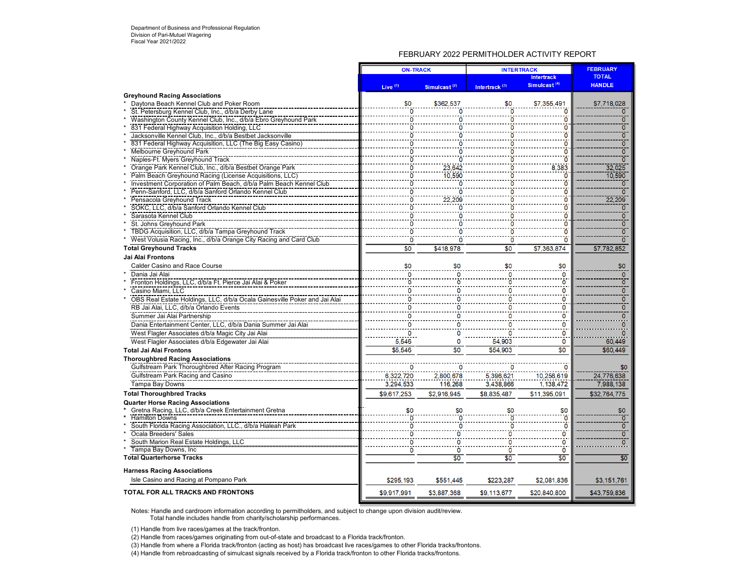Department of Business and Professional Regulation
Division of Pari-Mutuel Wagering
Fiscal Year 2021/2022

# FEBRUARY 2022 PERMITHOLDER ACTIVITY REPORT

| | ON-TRACK | | INTERTRACK | | FEBRUARY |
|---|---|---|---|---|---|
| | Live (1) | Simulcast (2) | Intertrack (3) | Intertrack Simulcast (4) | TOTAL HANDLE |
| **Greyhound Racing Associations** | | | | | |
| * Daytona Beach Kennel Club and Poker Room | $0 | $362,537 | $0 | $7,355,491 | $7,718,028 |
| * St. Petersburg Kennel Club, Inc., d/b/a Derby Lane | 0 | 0 | 0 | 0 | 0 |
| * Washington County Kennel Club, Inc., d/b/a Ebro Greyhound Park | 0 | 0 | 0 | 0 | 0 |
| * 831 Federal Highway Acquisition Holding, LLC | 0 | 0 | 0 | 0 | 0 |
| * Jacksonville Kennel Club, Inc., d/b/a Bestbet Jacksonville | 0 | 0 | 0 | 0 | 0 |
| * 831 Federal Highway Acquisition, LLC (The Big Easy Casino) | 0 | 0 | 0 | 0 | 0 |
| * Melbourne Greyhound Park | 0 | 0 | 0 | 0 | 0 |
| * Naples-Ft. Myers Greyhound Track | 0 | 0 | 0 | 0 | 0 |
| * Orange Park Kennel Club, Inc., d/b/a Bestbet Orange Park | 0 | 23,642 | 0 | 8,383 | 32,025 |
| * Palm Beach Greyhound Racing (License Acquisitions, LLC) | 0 | 10,590 | 0 | 0 | 10,590 |
| * Investment Corporation of Palm Beach, d/b/a Palm Beach Kennel Club | 0 | 0 | 0 | 0 | 0 |
| * Penn-Sanford, LLC, d/b/a Sanford Orlando Kennel Club | 0 | 0 | 0 | 0 | 0 |
| * Pensacola Greyhound Track | 0 | 22,209 | 0 | 0 | 22,209 |
| * SOKC, LLC, d/b/a Sanford Orlando Kennel Club | 0 | 0 | 0 | 0 | 0 |
| * Sarasota Kennel Club | 0 | 0 | 0 | 0 | 0 |
| * St. Johns Greyhound Park | 0 | 0 | 0 | 0 | 0 |
| * TBDG Acquisition, LLC, d/b/a Tampa Greyhound Track | 0 | 0 | 0 | 0 | 0 |
| * West Volusia Racing, Inc., d/b/a Orange City Racing and Card Club | 0 | 0 | 0 | 0 | 0 |
| **Total Greyhound Tracks** | $0 | $418,978 | $0 | $7,363,874 | $7,782,852 |
| **Jai Alai Frontons** | | | | | |
| Calder Casino and Race Course | $0 | $0 | $0 | $0 | $0 |
| * Dania Jai Alai | 0 | 0 | 0 | 0 | 0 |
| * Fronton Holdings, LLC, d/b/a Ft. Pierce Jai Alai & Poker | 0 | 0 | 0 | 0 | 0 |
| * Casino Miami, LLC | 0 | 0 | 0 | 0 | 0 |
| * OBS Real Estate Holdings, LLC, d/b/a Ocala Gainesville Poker and Jai Alai | 0 | 0 | 0 | 0 | 0 |
| RB Jai Alai, LLC, d/b/a Orlando Events | 0 | 0 | 0 | 0 | 0 |
| Summer Jai Alai Partnership | 0 | 0 | 0 | 0 | 0 |
| Dania Entertainment Center, LLC, d/b/a Dania Summer Jai Alai | 0 | 0 | 0 | 0 | 0 |
| West Flagler Associates d/b/a Magic City Jai Alai | 0 | 0 | 0 | 0 | 0 |
| West Flagler Associates d/b/a Edgewater Jai Alai | 5,546 | 0 | 54,903 | 0 | 60,449 |
| **Total Jai Alai Frontons** | $5,546 | $0 | $54,903 | $0 | $60,449 |
| **Thoroughbred Racing Associations** | | | | | |
| Gulfstream Park Thoroughbred After Racing Program | 0 | 0 | 0 | 0 | $0 |
| Gulfstream Park Racing and Casino | 6,322,720 | 2,800,678 | 5,396,621 | 10,256,619 | 24,776,638 |
| Tampa Bay Downs | 3,294,533 | 116,268 | 3,438,866 | 1,138,472 | 7,988,138 |
| **Total Thoroughbred Tracks** | $9,617,253 | $2,916,945 | $8,835,487 | $11,395,091 | $32,764,775 |
| **Quarter Horse Racing Associations** | | | | | |
| * Gretna Racing, LLC, d/b/a Creek Entertainment Gretna | $0 | $0 | $0 | $0 | $0 |
| * Hamilton Downs | 0 | 0 | 0 | 0 | 0 |
| * South Florida Racing Association, LLC., d/b/a Hialeah Park | 0 | 0 | 0 | 0 | 0 |
| * Ocala Breeders' Sales | 0 | 0 | 0 | 0 | 0 |
| * South Marion Real Estate Holdings, LLC | 0 | 0 | 0 | 0 | 0 |
| * Tampa Bay Downs, Inc | 0 | 0 | 0 | 0 | |
| **Total Quarterhorse Tracks** | | $0 | $0 | $0 | $0 |
| **Harness Racing Associations** | | | | | |
| Isle Casino and Racing at Pompano Park | $295,193 | $551,445 | $223,287 | $2,081,836 | $3,151,761 |
| **TOTAL FOR ALL TRACKS AND FRONTONS** | $9,917,991 | $3,887,368 | $9,113,677 | $20,840,800 | $43,759,836 |

Notes: Handle and cardroom information according to permitholders, and subject to change upon division audit/review.
Total handle includes handle from charity/scholarship performances.

(1) Handle from live races/games at the track/fronton.
(2) Handle from races/games originating from out-of-state and broadcast to a Florida track/fronton.
(3) Handle from where a Florida track/fronton (acting as host) has broadcast live races/games to other Florida tracks/frontons.
(4) Handle from rebroadcasting of simulcast signals received by a Florida track/fronton to other Florida tracks/frontons.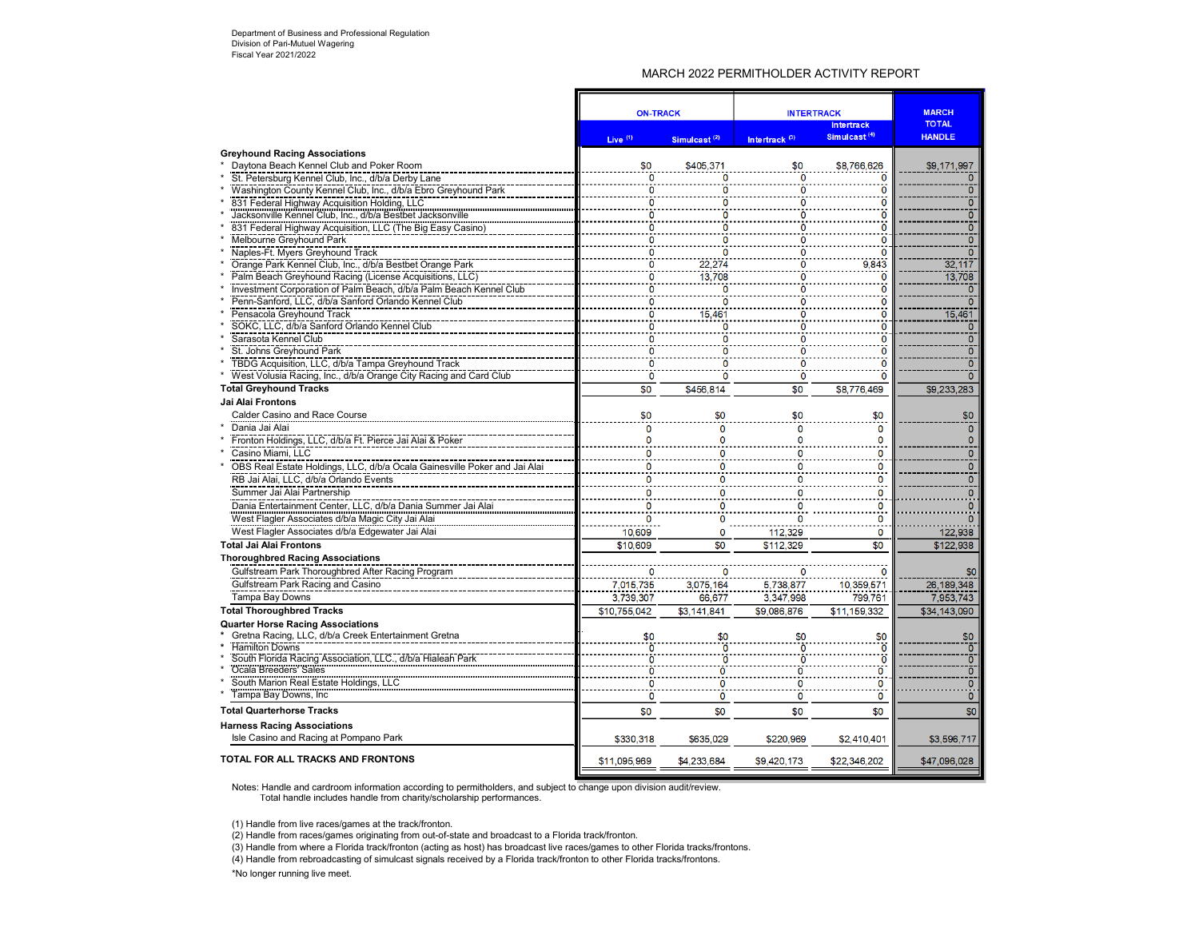Department of Business and Professional Regulation
Division of Pari-Mutuel Wagering
Fiscal Year 2021/2022

# MARCH 2022 PERMITHOLDER ACTIVITY REPORT

| | ON-TRACK | | INTERTRACK | | MARCH TOTAL HANDLE |
|---|---|---|---|---|---|
| | Live (1) | Simulcast (2) | Intertrack (3) | Intertrack Simulcast (4) | |
| **Greyhound Racing Associations** | | | | | |
| * Daytona Beach Kennel Club and Poker Room | $0 | $405,371 | $0 | $8,766,626 | $9,171,997 |
| * St. Petersburg Kennel Club, Inc., d/b/a Derby Lane | 0 | 0 | 0 | 0 | 0 |
| * Washington County Kennel Club, Inc., d/b/a Ebro Greyhound Park | 0 | 0 | 0 | 0 | 0 |
| * 831 Federal Highway Acquisition Holding, LLC | 0 | 0 | 0 | 0 | 0 |
| * Jacksonville Kennel Club, Inc., d/b/a Bestbet Jacksonville | 0 | 0 | 0 | 0 | 0 |
| * 831 Federal Highway Acquisition, LLC (The Big Easy Casino) | 0 | 0 | 0 | 0 | 0 |
| * Melbourne Greyhound Park | 0 | 0 | 0 | 0 | 0 |
| * Naples-Ft. Myers Greyhound Track | 0 | 0 | 0 | 0 | 0 |
| * Orange Park Kennel Club, Inc., d/b/a Bestbet Orange Park | 0 | 22,274 | 0 | 9,843 | 32,117 |
| * Palm Beach Greyhound Racing (License Acquisitions, LLC) | 0 | 13,708 | 0 | 0 | 13,708 |
| * Investment Corporation of Palm Beach, d/b/a Palm Beach Kennel Club | 0 | 0 | 0 | 0 | 0 |
| * Penn-Sanford, LLC, d/b/a Sanford Orlando Kennel Club | 0 | 0 | 0 | 0 | 0 |
| * Pensacola Greyhound Track | 0 | 15,461 | 0 | 0 | 15,461 |
| * SOKC, LLC, d/b/a Sanford Orlando Kennel Club | 0 | 0 | 0 | 0 | 0 |
| * Sarasota Kennel Club | 0 | 0 | 0 | 0 | 0 |
| * St. Johns Greyhound Park | 0 | 0 | 0 | 0 | 0 |
| * TBDG Acquisition, LLC, d/b/a Tampa Greyhound Track | 0 | 0 | 0 | 0 | 0 |
| * West Volusia Racing, Inc., d/b/a Orange City Racing and Card Club | 0 | 0 | 0 | 0 | 0 |
| **Total Greyhound Tracks** | $0 | $456,814 | $0 | $8,776,469 | $9,233,283 |
| **Jai Alai Frontons** | | | | | |
| Calder Casino and Race Course | $0 | $0 | $0 | $0 | $0 |
| * Dania Jai Alai | 0 | 0 | 0 | 0 | 0 |
| * Fronton Holdings, LLC, d/b/a Ft. Pierce Jai Alai & Poker | 0 | 0 | 0 | 0 | 0 |
| * Casino Miami, LLC | 0 | 0 | 0 | 0 | 0 |
| * OBS Real Estate Holdings, LLC, d/b/a Ocala Gainesville Poker and Jai Alai | 0 | 0 | 0 | 0 | 0 |
| RB Jai Alai, LLC, d/b/a Orlando Events | 0 | 0 | 0 | 0 | 0 |
| Summer Jai Alai Partnership | 0 | 0 | 0 | 0 | 0 |
| Dania Entertainment Center, LLC, d/b/a Dania Summer Jai Alai | 0 | 0 | 0 | 0 | 0 |
| West Flagler Associates d/b/a Magic City Jai Alai | 0 | 0 | 0 | 0 | 0 |
| West Flagler Associates d/b/a Edgewater Jai Alai | 10,609 | 0 | 112,329 | 0 | 122,938 |
| **Total Jai Alai Frontons** | $10,609 | $0 | $112,329 | $0 | $122,938 |
| **Thoroughbred Racing Associations** | | | | | |
| Gulfstream Park Thoroughbred After Racing Program | 0 | 0 | 0 | 0 | $0 |
| Gulfstream Park Racing and Casino | 7,015,735 | 3,075,164 | 5,738,877 | 10,359,571 | 26,189,348 |
| Tampa Bay Downs | 3,739,307 | 66,677 | 3,347,998 | 799,761 | 7,953,743 |
| **Total Thoroughbred Tracks** | $10,755,042 | $3,141,841 | $9,086,876 | $11,159,332 | $34,143,090 |
| **Quarter Horse Racing Associations** | | | | | |
| * Gretna Racing, LLC, d/b/a Creek Entertainment Gretna | $0 | $0 | $0 | $0 | $0 |
| * Hamilton Downs | 0 | 0 | 0 | 0 | 0 |
| * South Florida Racing Association, LLC., d/b/a Hialeah Park | 0 | 0 | 0 | 0 | 0 |
| * Ocala Breeders' Sales | 0 | 0 | 0 | 0 | 0 |
| * South Marion Real Estate Holdings, LLC | 0 | 0 | 0 | 0 | 0 |
| * Tampa Bay Downs, Inc | 0 | 0 | 0 | 0 | 0 |
| **Total Quarterhorse Tracks** | $0 | $0 | $0 | $0 | $0 |
| **Harness Racing Associations** | | | | | |
| Isle Casino and Racing at Pompano Park | $330,318 | $635,029 | $220,969 | $2,410,401 | $3,596,717 |
| **TOTAL FOR ALL TRACKS AND FRONTONS** | $11,095,969 | $4,233,684 | $9,420,173 | $22,346,202 | $47,096,028 |

Notes: Handle and cardroom information according to permitholders, and subject to change upon division audit/review.
Total handle includes handle from charity/scholarship performances.

(1) Handle from live races/games at the track/fronton.
(2) Handle from races/games originating from out-of-state and broadcast to a Florida track/fronton.
(3) Handle from where a Florida track/fronton (acting as host) has broadcast live races/games to other Florida tracks/frontons.
(4) Handle from rebroadcasting of simulcast signals received by a Florida track/fronton to other Florida tracks/frontons.

*No longer running live meet.